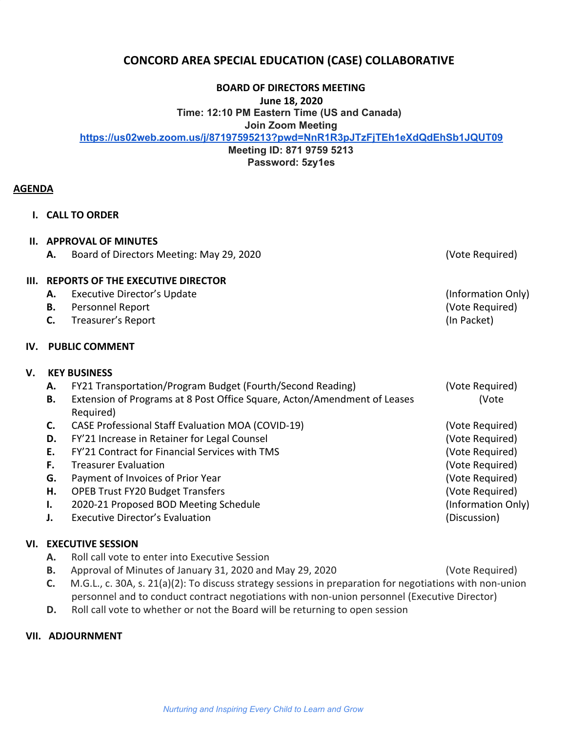# CONCORD AREA SPECIAL EDUCATION (CASE) COLLABORATIVE

**BOARD OF DIRECTORS MEETING**
**June 18, 2020**
**Time: 12:10 PM Eastern Time (US and Canada)**
**Join Zoom Meeting**
**https://us02web.zoom.us/j/87197595213?pwd=NnR1R3pJTzFjTEh1eXdQdEhSb1JQUT09**
**Meeting ID: 871 9759 5213**
**Password: 5zy1es**

## AGENDA

**I. CALL TO ORDER**

**II. APPROVAL OF MINUTES**

- **A.** Board of Directors Meeting: May 29, 2020 (Vote Required)

**III. REPORTS OF THE EXECUTIVE DIRECTOR**

- **A.** Executive Director's Update (Information Only)
- **B.** Personnel Report (Vote Required)
- **C.** Treasurer's Report (In Packet)

**IV. PUBLIC COMMENT**

**V. KEY BUSINESS**

- **A.** FY21 Transportation/Program Budget (Fourth/Second Reading) (Vote Required)
- **B.** Extension of Programs at 8 Post Office Square, Acton/Amendment of Leases (Vote Required)
- **C.** CASE Professional Staff Evaluation MOA (COVID-19) (Vote Required)
- **D.** FY'21 Increase in Retainer for Legal Counsel (Vote Required)
- **E.** FY'21 Contract for Financial Services with TMS (Vote Required)
- **F.** Treasurer Evaluation (Vote Required)
- **G.** Payment of Invoices of Prior Year (Vote Required)
- **H.** OPEB Trust FY20 Budget Transfers (Vote Required)
- **I.** 2020-21 Proposed BOD Meeting Schedule (Information Only)
- **J.** Executive Director's Evaluation (Discussion)

**VI. EXECUTIVE SESSION**

- **A.** Roll call vote to enter into Executive Session
- **B.** Approval of Minutes of January 31, 2020 and May 29, 2020 (Vote Required)
- **C.** M.G.L., c. 30A, s. 21(a)(2): To discuss strategy sessions in preparation for negotiations with non-union personnel and to conduct contract negotiations with non-union personnel (Executive Director)
- **D.** Roll call vote to whether or not the Board will be returning to open session

**VII. ADJOURNMENT**

*Nurturing and Inspiring Every Child to Learn and Grow*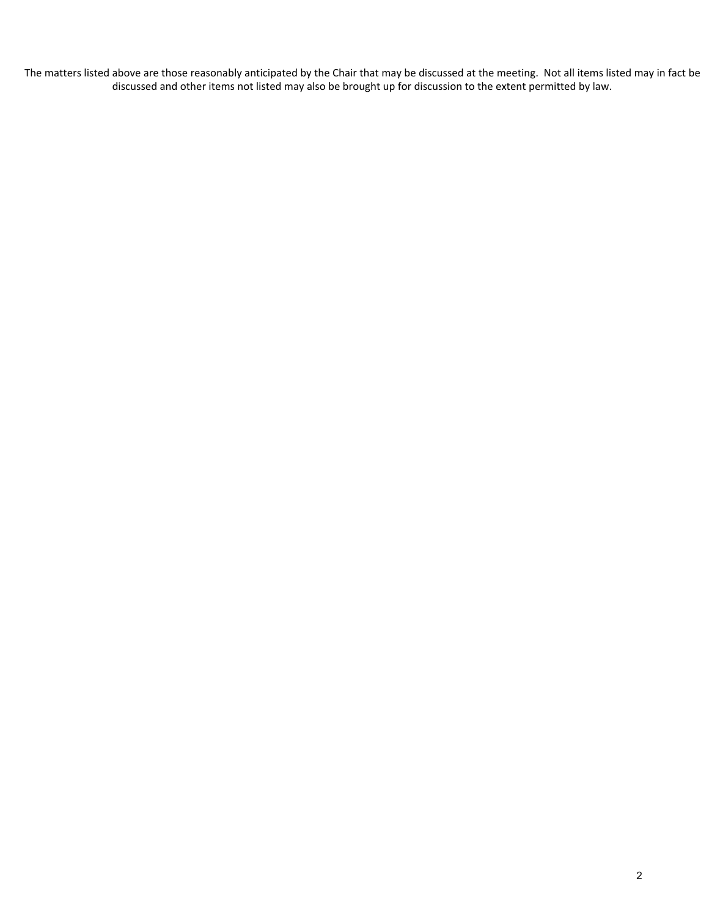The matters listed above are those reasonably anticipated by the Chair that may be discussed at the meeting. Not all items listed may in fact be discussed and other items not listed may also be brought up for discussion to the extent permitted by law.